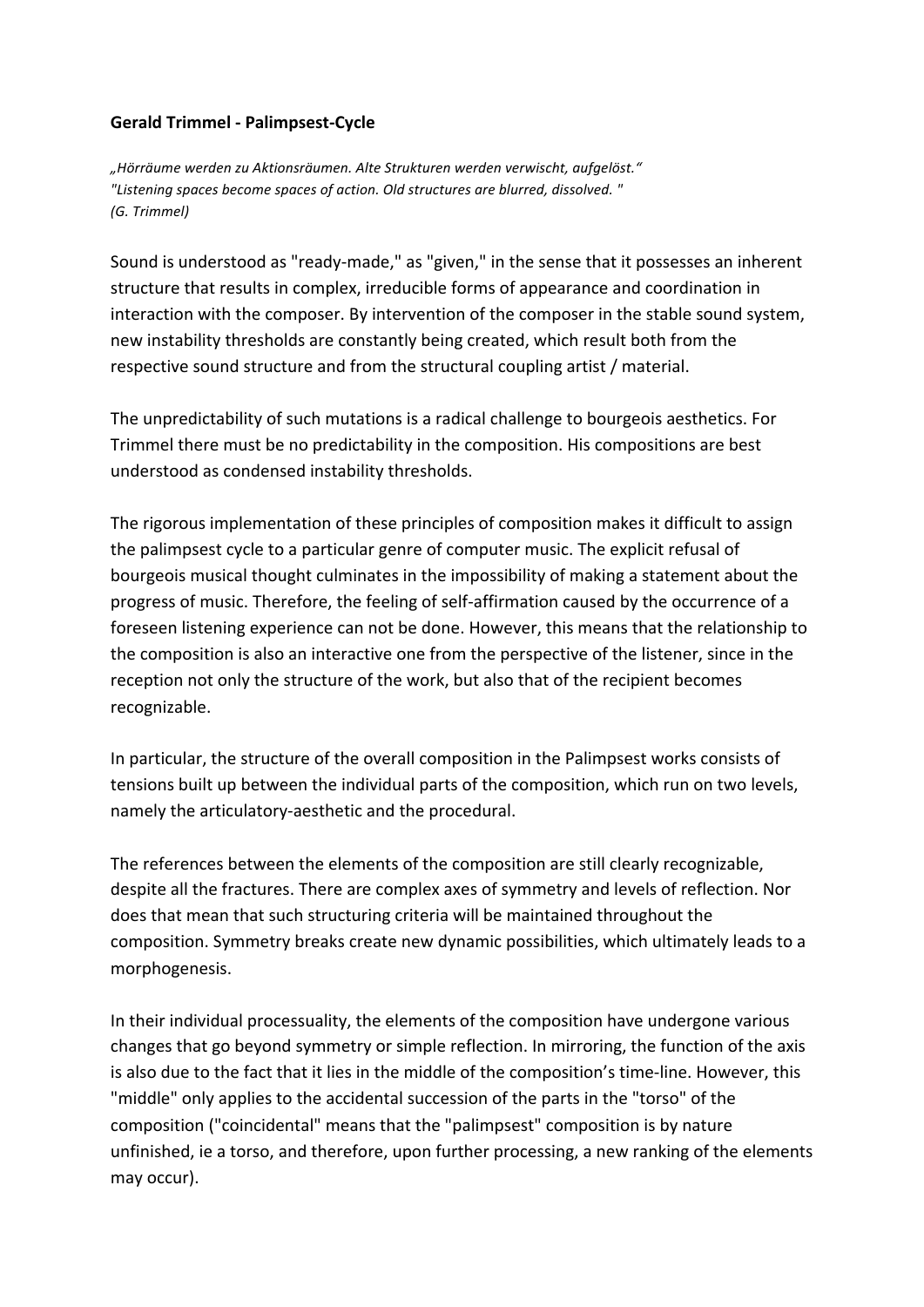**Gerald Trimmel - Palimpsest-Cycle**

*„Hörräume werden zu Aktionsräumen. Alte Strukturen werden verwischt, aufgelöst.“*
*"Listening spaces become spaces of action. Old structures are blurred, dissolved. "*
*(G. Trimmel)*

Sound is understood as "ready-made," as "given," in the sense that it possesses an inherent structure that results in complex, irreducible forms of appearance and coordination in interaction with the composer. By intervention of the composer in the stable sound system, new instability thresholds are constantly being created, which result both from the respective sound structure and from the structural coupling artist / material.

The unpredictability of such mutations is a radical challenge to bourgeois aesthetics. For Trimmel there must be no predictability in the composition. His compositions are best understood as condensed instability thresholds.

The rigorous implementation of these principles of composition makes it difficult to assign the palimpsest cycle to a particular genre of computer music. The explicit refusal of bourgeois musical thought culminates in the impossibility of making a statement about the progress of music. Therefore, the feeling of self-affirmation caused by the occurrence of a foreseen listening experience can not be done. However, this means that the relationship to the composition is also an interactive one from the perspective of the listener, since in the reception not only the structure of the work, but also that of the recipient becomes recognizable.

In particular, the structure of the overall composition in the Palimpsest works consists of tensions built up between the individual parts of the composition, which run on two levels, namely the articulatory-aesthetic and the procedural.

The references between the elements of the composition are still clearly recognizable, despite all the fractures. There are complex axes of symmetry and levels of reflection. Nor does that mean that such structuring criteria will be maintained throughout the composition. Symmetry breaks create new dynamic possibilities, which ultimately leads to a morphogenesis.

In their individual processuality, the elements of the composition have undergone various changes that go beyond symmetry or simple reflection. In mirroring, the function of the axis is also due to the fact that it lies in the middle of the composition's time-line. However, this "middle" only applies to the accidental succession of the parts in the "torso" of the composition ("coincidental" means that the "palimpsest" composition is by nature unfinished, ie a torso, and therefore, upon further processing, a new ranking of the elements may occur).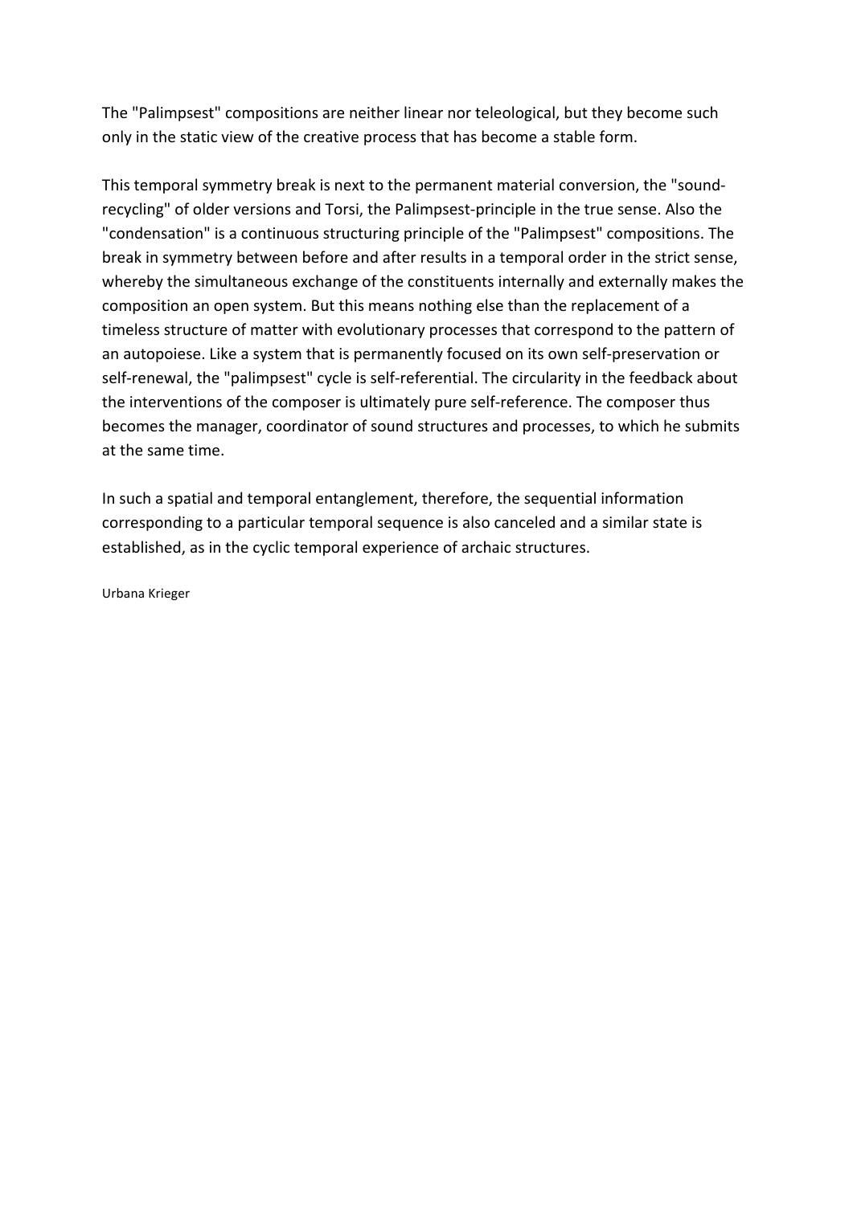The "Palimpsest" compositions are neither linear nor teleological, but they become such only in the static view of the creative process that has become a stable form.

This temporal symmetry break is next to the permanent material conversion, the "sound-recycling" of older versions and Torsi, the Palimpsest-principle in the true sense. Also the "condensation" is a continuous structuring principle of the "Palimpsest" compositions. The break in symmetry between before and after results in a temporal order in the strict sense, whereby the simultaneous exchange of the constituents internally and externally makes the composition an open system. But this means nothing else than the replacement of a timeless structure of matter with evolutionary processes that correspond to the pattern of an autopoiese. Like a system that is permanently focused on its own self-preservation or self-renewal, the "palimpsest" cycle is self-referential. The circularity in the feedback about the interventions of the composer is ultimately pure self-reference. The composer thus becomes the manager, coordinator of sound structures and processes, to which he submits at the same time.

In such a spatial and temporal entanglement, therefore, the sequential information corresponding to a particular temporal sequence is also canceled and a similar state is established, as in the cyclic temporal experience of archaic structures.

Urbana Krieger